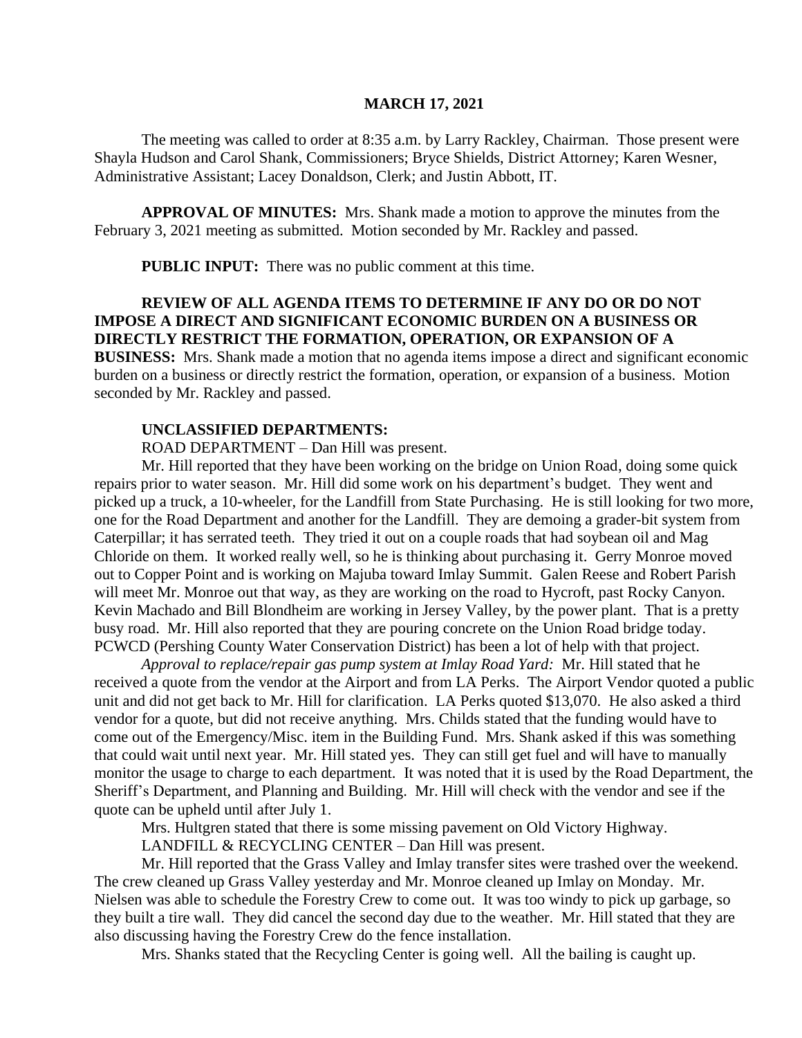**MARCH 17, 2021**

The meeting was called to order at 8:35 a.m. by Larry Rackley, Chairman. Those present were Shayla Hudson and Carol Shank, Commissioners; Bryce Shields, District Attorney; Karen Wesner, Administrative Assistant; Lacey Donaldson, Clerk; and Justin Abbott, IT.

**APPROVAL OF MINUTES:** Mrs. Shank made a motion to approve the minutes from the February 3, 2021 meeting as submitted. Motion seconded by Mr. Rackley and passed.

**PUBLIC INPUT:** There was no public comment at this time.

**REVIEW OF ALL AGENDA ITEMS TO DETERMINE IF ANY DO OR DO NOT IMPOSE A DIRECT AND SIGNIFICANT ECONOMIC BURDEN ON A BUSINESS OR DIRECTLY RESTRICT THE FORMATION, OPERATION, OR EXPANSION OF A BUSINESS:** Mrs. Shank made a motion that no agenda items impose a direct and significant economic burden on a business or directly restrict the formation, operation, or expansion of a business. Motion seconded by Mr. Rackley and passed.

**UNCLASSIFIED DEPARTMENTS:**

ROAD DEPARTMENT – Dan Hill was present.

Mr. Hill reported that they have been working on the bridge on Union Road, doing some quick repairs prior to water season. Mr. Hill did some work on his department's budget. They went and picked up a truck, a 10-wheeler, for the Landfill from State Purchasing. He is still looking for two more, one for the Road Department and another for the Landfill. They are demoing a grader-bit system from Caterpillar; it has serrated teeth. They tried it out on a couple roads that had soybean oil and Mag Chloride on them. It worked really well, so he is thinking about purchasing it. Gerry Monroe moved out to Copper Point and is working on Majuba toward Imlay Summit. Galen Reese and Robert Parish will meet Mr. Monroe out that way, as they are working on the road to Hycroft, past Rocky Canyon. Kevin Machado and Bill Blondheim are working in Jersey Valley, by the power plant. That is a pretty busy road. Mr. Hill also reported that they are pouring concrete on the Union Road bridge today. PCWCD (Pershing County Water Conservation District) has been a lot of help with that project.

*Approval to replace/repair gas pump system at Imlay Road Yard:* Mr. Hill stated that he received a quote from the vendor at the Airport and from LA Perks. The Airport Vendor quoted a public unit and did not get back to Mr. Hill for clarification. LA Perks quoted $13,070. He also asked a third vendor for a quote, but did not receive anything. Mrs. Childs stated that the funding would have to come out of the Emergency/Misc. item in the Building Fund. Mrs. Shank asked if this was something that could wait until next year. Mr. Hill stated yes. They can still get fuel and will have to manually monitor the usage to charge to each department. It was noted that it is used by the Road Department, the Sheriff's Department, and Planning and Building. Mr. Hill will check with the vendor and see if the quote can be upheld until after July 1.

Mrs. Hultgren stated that there is some missing pavement on Old Victory Highway.

LANDFILL & RECYCLING CENTER – Dan Hill was present.

Mr. Hill reported that the Grass Valley and Imlay transfer sites were trashed over the weekend. The crew cleaned up Grass Valley yesterday and Mr. Monroe cleaned up Imlay on Monday. Mr. Nielsen was able to schedule the Forestry Crew to come out. It was too windy to pick up garbage, so they built a tire wall. They did cancel the second day due to the weather. Mr. Hill stated that they are also discussing having the Forestry Crew do the fence installation.

Mrs. Shanks stated that the Recycling Center is going well. All the bailing is caught up.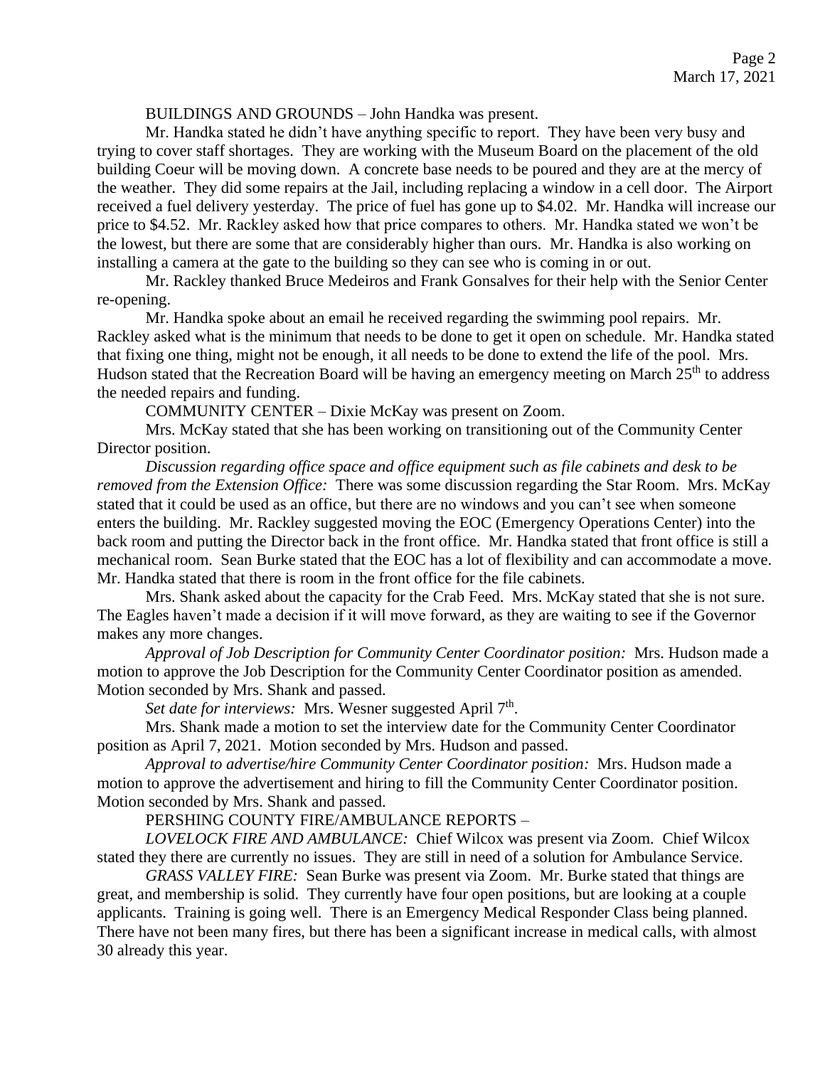BUILDINGS AND GROUNDS – John Handka was present.

Mr. Handka stated he didn't have anything specific to report. They have been very busy and trying to cover staff shortages. They are working with the Museum Board on the placement of the old building Coeur will be moving down. A concrete base needs to be poured and they are at the mercy of the weather. They did some repairs at the Jail, including replacing a window in a cell door. The Airport received a fuel delivery yesterday. The price of fuel has gone up to $4.02. Mr. Handka will increase our price to $4.52. Mr. Rackley asked how that price compares to others. Mr. Handka stated we won't be the lowest, but there are some that are considerably higher than ours. Mr. Handka is also working on installing a camera at the gate to the building so they can see who is coming in or out.

Mr. Rackley thanked Bruce Medeiros and Frank Gonsalves for their help with the Senior Center re-opening.

Mr. Handka spoke about an email he received regarding the swimming pool repairs. Mr. Rackley asked what is the minimum that needs to be done to get it open on schedule. Mr. Handka stated that fixing one thing, might not be enough, it all needs to be done to extend the life of the pool. Mrs. Hudson stated that the Recreation Board will be having an emergency meeting on March 25th to address the needed repairs and funding.

COMMUNITY CENTER – Dixie McKay was present on Zoom.

Mrs. McKay stated that she has been working on transitioning out of the Community Center Director position.

*Discussion regarding office space and office equipment such as file cabinets and desk to be removed from the Extension Office:* There was some discussion regarding the Star Room. Mrs. McKay stated that it could be used as an office, but there are no windows and you can't see when someone enters the building. Mr. Rackley suggested moving the EOC (Emergency Operations Center) into the back room and putting the Director back in the front office. Mr. Handka stated that front office is still a mechanical room. Sean Burke stated that the EOC has a lot of flexibility and can accommodate a move. Mr. Handka stated that there is room in the front office for the file cabinets.

Mrs. Shank asked about the capacity for the Crab Feed. Mrs. McKay stated that she is not sure. The Eagles haven't made a decision if it will move forward, as they are waiting to see if the Governor makes any more changes.

*Approval of Job Description for Community Center Coordinator position:* Mrs. Hudson made a motion to approve the Job Description for the Community Center Coordinator position as amended. Motion seconded by Mrs. Shank and passed.

*Set date for interviews:* Mrs. Wesner suggested April 7th.

Mrs. Shank made a motion to set the interview date for the Community Center Coordinator position as April 7, 2021. Motion seconded by Mrs. Hudson and passed.

*Approval to advertise/hire Community Center Coordinator position:* Mrs. Hudson made a motion to approve the advertisement and hiring to fill the Community Center Coordinator position. Motion seconded by Mrs. Shank and passed.

PERSHING COUNTY FIRE/AMBULANCE REPORTS –

*LOVELOCK FIRE AND AMBULANCE:* Chief Wilcox was present via Zoom. Chief Wilcox stated they there are currently no issues. They are still in need of a solution for Ambulance Service.

*GRASS VALLEY FIRE:* Sean Burke was present via Zoom. Mr. Burke stated that things are great, and membership is solid. They currently have four open positions, but are looking at a couple applicants. Training is going well. There is an Emergency Medical Responder Class being planned. There have not been many fires, but there has been a significant increase in medical calls, with almost 30 already this year.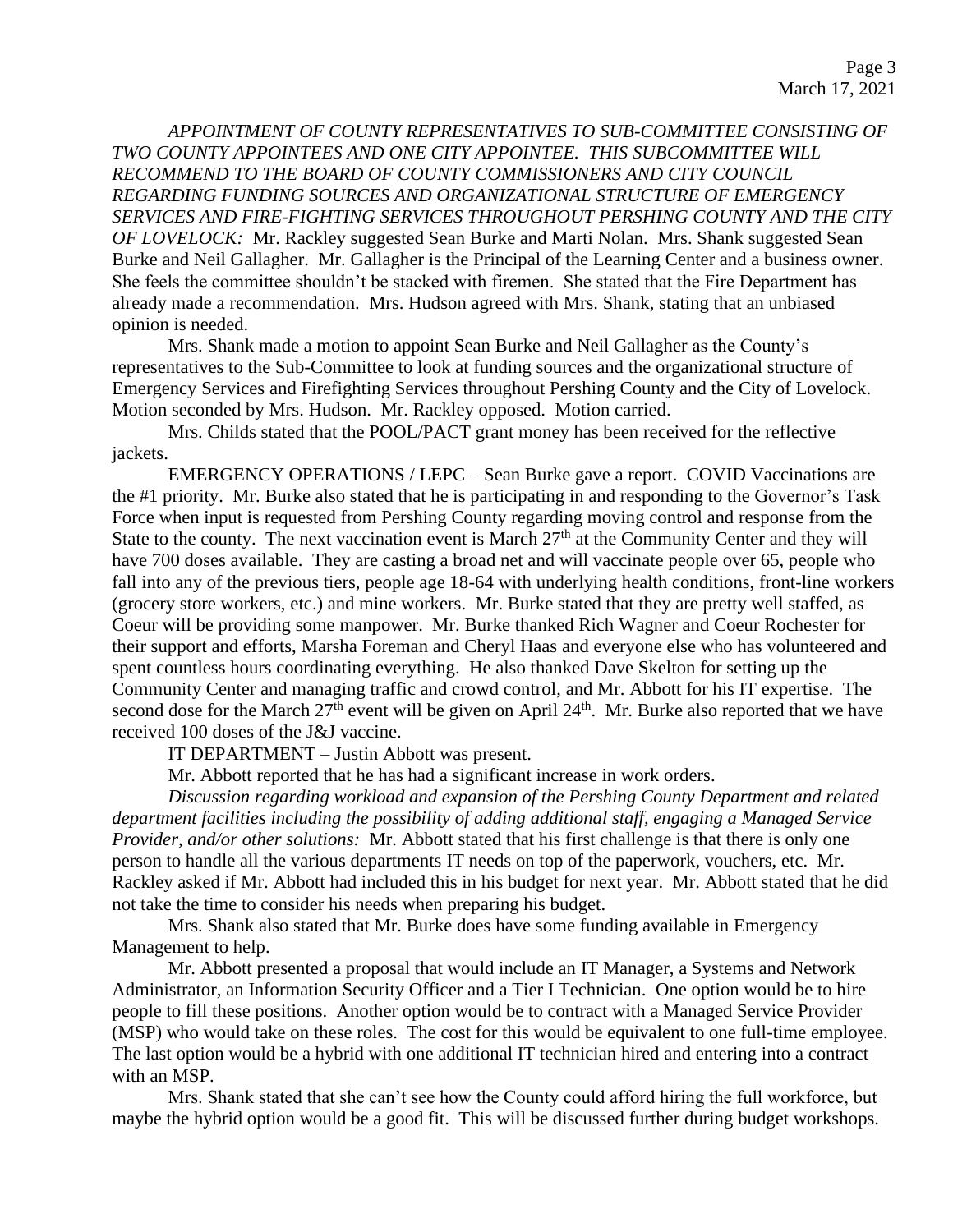*APPOINTMENT OF COUNTY REPRESENTATIVES TO SUB-COMMITTEE CONSISTING OF TWO COUNTY APPOINTEES AND ONE CITY APPOINTEE. THIS SUBCOMMITTEE WILL RECOMMEND TO THE BOARD OF COUNTY COMMISSIONERS AND CITY COUNCIL REGARDING FUNDING SOURCES AND ORGANIZATIONAL STRUCTURE OF EMERGENCY SERVICES AND FIRE-FIGHTING SERVICES THROUGHOUT PERSHING COUNTY AND THE CITY OF LOVELOCK:* Mr. Rackley suggested Sean Burke and Marti Nolan. Mrs. Shank suggested Sean Burke and Neil Gallagher. Mr. Gallagher is the Principal of the Learning Center and a business owner. She feels the committee shouldn't be stacked with firemen. She stated that the Fire Department has already made a recommendation. Mrs. Hudson agreed with Mrs. Shank, stating that an unbiased opinion is needed.

Mrs. Shank made a motion to appoint Sean Burke and Neil Gallagher as the County's representatives to the Sub-Committee to look at funding sources and the organizational structure of Emergency Services and Firefighting Services throughout Pershing County and the City of Lovelock. Motion seconded by Mrs. Hudson. Mr. Rackley opposed. Motion carried.

Mrs. Childs stated that the POOL/PACT grant money has been received for the reflective jackets.

EMERGENCY OPERATIONS / LEPC – Sean Burke gave a report. COVID Vaccinations are the #1 priority. Mr. Burke also stated that he is participating in and responding to the Governor's Task Force when input is requested from Pershing County regarding moving control and response from the State to the county. The next vaccination event is March 27th at the Community Center and they will have 700 doses available. They are casting a broad net and will vaccinate people over 65, people who fall into any of the previous tiers, people age 18-64 with underlying health conditions, front-line workers (grocery store workers, etc.) and mine workers. Mr. Burke stated that they are pretty well staffed, as Coeur will be providing some manpower. Mr. Burke thanked Rich Wagner and Coeur Rochester for their support and efforts, Marsha Foreman and Cheryl Haas and everyone else who has volunteered and spent countless hours coordinating everything. He also thanked Dave Skelton for setting up the Community Center and managing traffic and crowd control, and Mr. Abbott for his IT expertise. The second dose for the March 27th event will be given on April 24th. Mr. Burke also reported that we have received 100 doses of the J&J vaccine.

IT DEPARTMENT – Justin Abbott was present.

Mr. Abbott reported that he has had a significant increase in work orders.

*Discussion regarding workload and expansion of the Pershing County Department and related department facilities including the possibility of adding additional staff, engaging a Managed Service Provider, and/or other solutions:* Mr. Abbott stated that his first challenge is that there is only one person to handle all the various departments IT needs on top of the paperwork, vouchers, etc. Mr. Rackley asked if Mr. Abbott had included this in his budget for next year. Mr. Abbott stated that he did not take the time to consider his needs when preparing his budget.

Mrs. Shank also stated that Mr. Burke does have some funding available in Emergency Management to help.

Mr. Abbott presented a proposal that would include an IT Manager, a Systems and Network Administrator, an Information Security Officer and a Tier I Technician. One option would be to hire people to fill these positions. Another option would be to contract with a Managed Service Provider (MSP) who would take on these roles. The cost for this would be equivalent to one full-time employee. The last option would be a hybrid with one additional IT technician hired and entering into a contract with an MSP.

Mrs. Shank stated that she can't see how the County could afford hiring the full workforce, but maybe the hybrid option would be a good fit. This will be discussed further during budget workshops.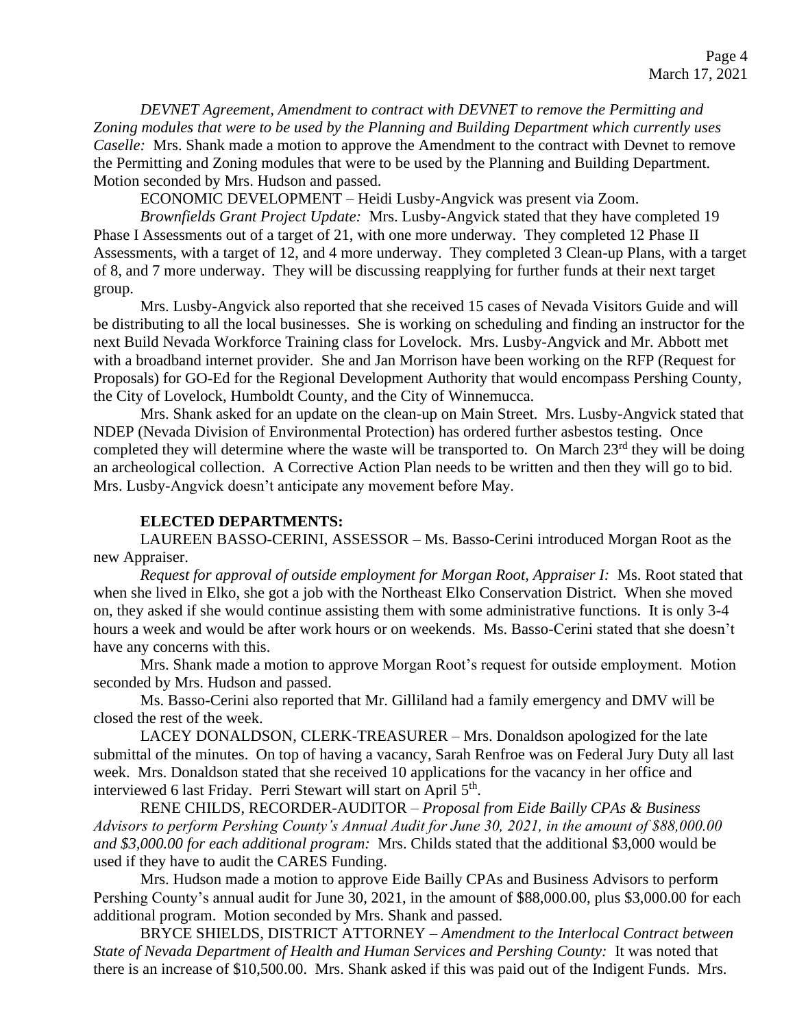*DEVNET Agreement, Amendment to contract with DEVNET to remove the Permitting and Zoning modules that were to be used by the Planning and Building Department which currently uses Caselle:* Mrs. Shank made a motion to approve the Amendment to the contract with Devnet to remove the Permitting and Zoning modules that were to be used by the Planning and Building Department. Motion seconded by Mrs. Hudson and passed.

ECONOMIC DEVELOPMENT – Heidi Lusby-Angvick was present via Zoom.

*Brownfields Grant Project Update:* Mrs. Lusby-Angvick stated that they have completed 19 Phase I Assessments out of a target of 21, with one more underway. They completed 12 Phase II Assessments, with a target of 12, and 4 more underway. They completed 3 Clean-up Plans, with a target of 8, and 7 more underway. They will be discussing reapplying for further funds at their next target group.

Mrs. Lusby-Angvick also reported that she received 15 cases of Nevada Visitors Guide and will be distributing to all the local businesses. She is working on scheduling and finding an instructor for the next Build Nevada Workforce Training class for Lovelock. Mrs. Lusby-Angvick and Mr. Abbott met with a broadband internet provider. She and Jan Morrison have been working on the RFP (Request for Proposals) for GO-Ed for the Regional Development Authority that would encompass Pershing County, the City of Lovelock, Humboldt County, and the City of Winnemucca.

Mrs. Shank asked for an update on the clean-up on Main Street. Mrs. Lusby-Angvick stated that NDEP (Nevada Division of Environmental Protection) has ordered further asbestos testing. Once completed they will determine where the waste will be transported to. On March 23rd they will be doing an archeological collection. A Corrective Action Plan needs to be written and then they will go to bid. Mrs. Lusby-Angvick doesn't anticipate any movement before May.

**ELECTED DEPARTMENTS:**

LAUREEN BASSO-CERINI, ASSESSOR – Ms. Basso-Cerini introduced Morgan Root as the new Appraiser.

*Request for approval of outside employment for Morgan Root, Appraiser I:* Ms. Root stated that when she lived in Elko, she got a job with the Northeast Elko Conservation District. When she moved on, they asked if she would continue assisting them with some administrative functions. It is only 3-4 hours a week and would be after work hours or on weekends. Ms. Basso-Cerini stated that she doesn't have any concerns with this.

Mrs. Shank made a motion to approve Morgan Root's request for outside employment. Motion seconded by Mrs. Hudson and passed.

Ms. Basso-Cerini also reported that Mr. Gilliland had a family emergency and DMV will be closed the rest of the week.

LACEY DONALDSON, CLERK-TREASURER – Mrs. Donaldson apologized for the late submittal of the minutes. On top of having a vacancy, Sarah Renfroe was on Federal Jury Duty all last week. Mrs. Donaldson stated that she received 10 applications for the vacancy in her office and interviewed 6 last Friday. Perri Stewart will start on April 5th.

RENE CHILDS, RECORDER-AUDITOR – *Proposal from Eide Bailly CPAs & Business Advisors to perform Pershing County's Annual Audit for June 30, 2021, in the amount of $88,000.00 and $3,000.00 for each additional program:* Mrs. Childs stated that the additional $3,000 would be used if they have to audit the CARES Funding.

Mrs. Hudson made a motion to approve Eide Bailly CPAs and Business Advisors to perform Pershing County's annual audit for June 30, 2021, in the amount of $88,000.00, plus $3,000.00 for each additional program. Motion seconded by Mrs. Shank and passed.

BRYCE SHIELDS, DISTRICT ATTORNEY – *Amendment to the Interlocal Contract between State of Nevada Department of Health and Human Services and Pershing County:* It was noted that there is an increase of $10,500.00. Mrs. Shank asked if this was paid out of the Indigent Funds. Mrs.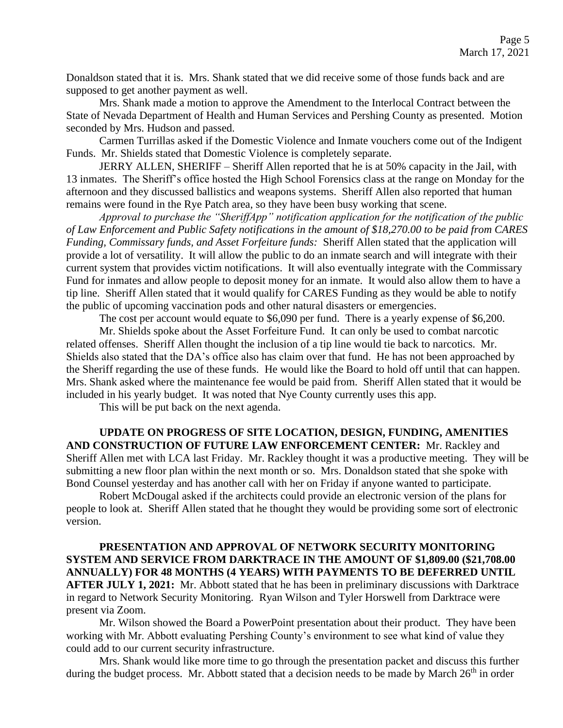Donaldson stated that it is. Mrs. Shank stated that we did receive some of those funds back and are supposed to get another payment as well.

Mrs. Shank made a motion to approve the Amendment to the Interlocal Contract between the State of Nevada Department of Health and Human Services and Pershing County as presented. Motion seconded by Mrs. Hudson and passed.

Carmen Turrillas asked if the Domestic Violence and Inmate vouchers come out of the Indigent Funds. Mr. Shields stated that Domestic Violence is completely separate.

JERRY ALLEN, SHERIFF – Sheriff Allen reported that he is at 50% capacity in the Jail, with 13 inmates. The Sheriff's office hosted the High School Forensics class at the range on Monday for the afternoon and they discussed ballistics and weapons systems. Sheriff Allen also reported that human remains were found in the Rye Patch area, so they have been busy working that scene.

*Approval to purchase the "SheriffApp" notification application for the notification of the public of Law Enforcement and Public Safety notifications in the amount of $18,270.00 to be paid from CARES Funding, Commissary funds, and Asset Forfeiture funds:* Sheriff Allen stated that the application will provide a lot of versatility. It will allow the public to do an inmate search and will integrate with their current system that provides victim notifications. It will also eventually integrate with the Commissary Fund for inmates and allow people to deposit money for an inmate. It would also allow them to have a tip line. Sheriff Allen stated that it would qualify for CARES Funding as they would be able to notify the public of upcoming vaccination pods and other natural disasters or emergencies.

The cost per account would equate to $6,090 per fund. There is a yearly expense of $6,200.

Mr. Shields spoke about the Asset Forfeiture Fund. It can only be used to combat narcotic related offenses. Sheriff Allen thought the inclusion of a tip line would tie back to narcotics. Mr. Shields also stated that the DA's office also has claim over that fund. He has not been approached by the Sheriff regarding the use of these funds. He would like the Board to hold off until that can happen. Mrs. Shank asked where the maintenance fee would be paid from. Sheriff Allen stated that it would be included in his yearly budget. It was noted that Nye County currently uses this app.

This will be put back on the next agenda.

**UPDATE ON PROGRESS OF SITE LOCATION, DESIGN, FUNDING, AMENITIES AND CONSTRUCTION OF FUTURE LAW ENFORCEMENT CENTER:** Mr. Rackley and Sheriff Allen met with LCA last Friday. Mr. Rackley thought it was a productive meeting. They will be submitting a new floor plan within the next month or so. Mrs. Donaldson stated that she spoke with Bond Counsel yesterday and has another call with her on Friday if anyone wanted to participate.

Robert McDougal asked if the architects could provide an electronic version of the plans for people to look at. Sheriff Allen stated that he thought they would be providing some sort of electronic version.

**PRESENTATION AND APPROVAL OF NETWORK SECURITY MONITORING SYSTEM AND SERVICE FROM DARKTRACE IN THE AMOUNT OF $1,809.00 ($21,708.00 ANNUALLY) FOR 48 MONTHS (4 YEARS) WITH PAYMENTS TO BE DEFERRED UNTIL AFTER JULY 1, 2021:** Mr. Abbott stated that he has been in preliminary discussions with Darktrace in regard to Network Security Monitoring. Ryan Wilson and Tyler Horswell from Darktrace were present via Zoom.

Mr. Wilson showed the Board a PowerPoint presentation about their product. They have been working with Mr. Abbott evaluating Pershing County's environment to see what kind of value they could add to our current security infrastructure.

Mrs. Shank would like more time to go through the presentation packet and discuss this further during the budget process. Mr. Abbott stated that a decision needs to be made by March 26th in order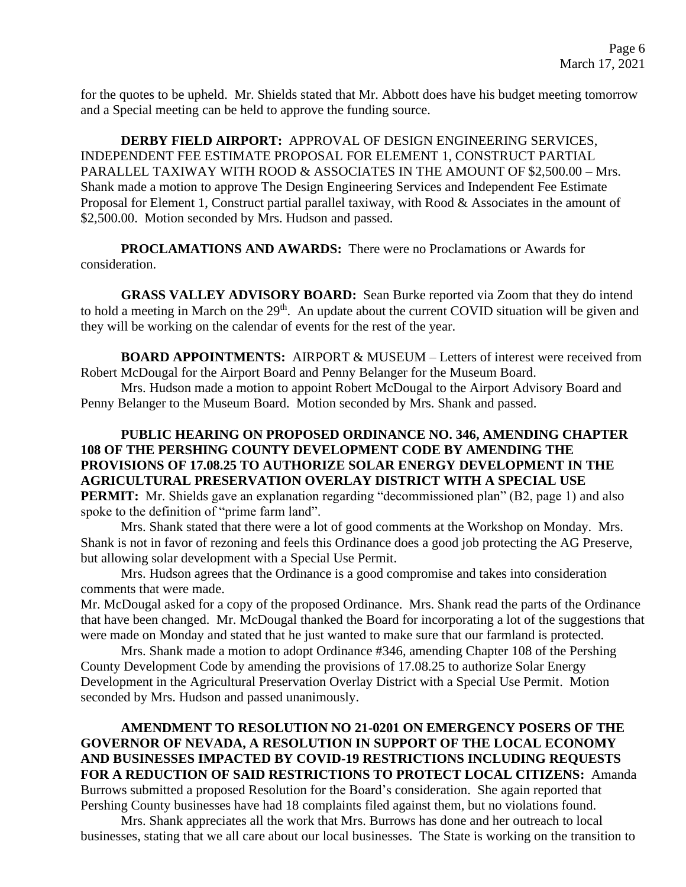for the quotes to be upheld. Mr. Shields stated that Mr. Abbott does have his budget meeting tomorrow and a Special meeting can be held to approve the funding source.

**DERBY FIELD AIRPORT:** APPROVAL OF DESIGN ENGINEERING SERVICES, INDEPENDENT FEE ESTIMATE PROPOSAL FOR ELEMENT 1, CONSTRUCT PARTIAL PARALLEL TAXIWAY WITH ROOD & ASSOCIATES IN THE AMOUNT OF $2,500.00 – Mrs. Shank made a motion to approve The Design Engineering Services and Independent Fee Estimate Proposal for Element 1, Construct partial parallel taxiway, with Rood & Associates in the amount of $2,500.00. Motion seconded by Mrs. Hudson and passed.

**PROCLAMATIONS AND AWARDS:** There were no Proclamations or Awards for consideration.

**GRASS VALLEY ADVISORY BOARD:** Sean Burke reported via Zoom that they do intend to hold a meeting in March on the 29th. An update about the current COVID situation will be given and they will be working on the calendar of events for the rest of the year.

**BOARD APPOINTMENTS:** AIRPORT & MUSEUM – Letters of interest were received from Robert McDougal for the Airport Board and Penny Belanger for the Museum Board.

Mrs. Hudson made a motion to appoint Robert McDougal to the Airport Advisory Board and Penny Belanger to the Museum Board. Motion seconded by Mrs. Shank and passed.

**PUBLIC HEARING ON PROPOSED ORDINANCE NO. 346, AMENDING CHAPTER 108 OF THE PERSHING COUNTY DEVELOPMENT CODE BY AMENDING THE PROVISIONS OF 17.08.25 TO AUTHORIZE SOLAR ENERGY DEVELOPMENT IN THE AGRICULTURAL PRESERVATION OVERLAY DISTRICT WITH A SPECIAL USE PERMIT:** Mr. Shields gave an explanation regarding "decommissioned plan" (B2, page 1) and also spoke to the definition of "prime farm land".

Mrs. Shank stated that there were a lot of good comments at the Workshop on Monday. Mrs. Shank is not in favor of rezoning and feels this Ordinance does a good job protecting the AG Preserve, but allowing solar development with a Special Use Permit.

Mrs. Hudson agrees that the Ordinance is a good compromise and takes into consideration comments that were made.

Mr. McDougal asked for a copy of the proposed Ordinance. Mrs. Shank read the parts of the Ordinance that have been changed. Mr. McDougal thanked the Board for incorporating a lot of the suggestions that were made on Monday and stated that he just wanted to make sure that our farmland is protected.

Mrs. Shank made a motion to adopt Ordinance #346, amending Chapter 108 of the Pershing County Development Code by amending the provisions of 17.08.25 to authorize Solar Energy Development in the Agricultural Preservation Overlay District with a Special Use Permit. Motion seconded by Mrs. Hudson and passed unanimously.

**AMENDMENT TO RESOLUTION NO 21-0201 ON EMERGENCY POSERS OF THE GOVERNOR OF NEVADA, A RESOLUTION IN SUPPORT OF THE LOCAL ECONOMY AND BUSINESSES IMPACTED BY COVID-19 RESTRICTIONS INCLUDING REQUESTS FOR A REDUCTION OF SAID RESTRICTIONS TO PROTECT LOCAL CITIZENS:** Amanda Burrows submitted a proposed Resolution for the Board's consideration. She again reported that Pershing County businesses have had 18 complaints filed against them, but no violations found.

Mrs. Shank appreciates all the work that Mrs. Burrows has done and her outreach to local businesses, stating that we all care about our local businesses. The State is working on the transition to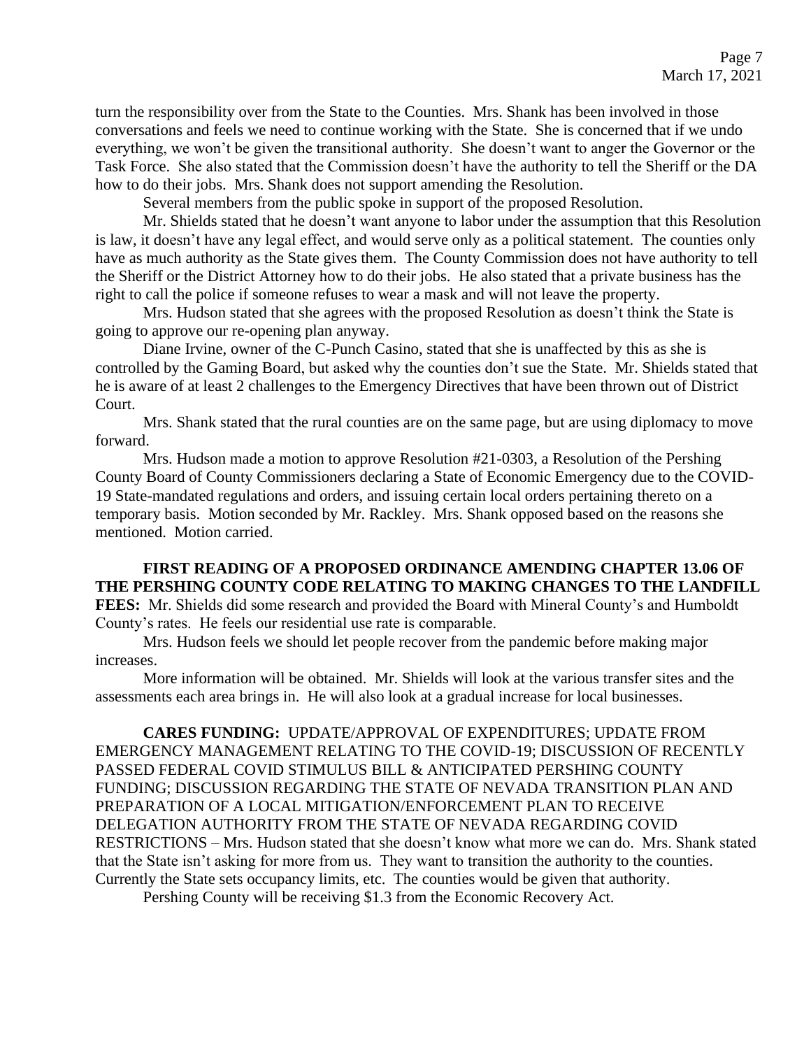turn the responsibility over from the State to the Counties. Mrs. Shank has been involved in those conversations and feels we need to continue working with the State. She is concerned that if we undo everything, we won't be given the transitional authority. She doesn't want to anger the Governor or the Task Force. She also stated that the Commission doesn't have the authority to tell the Sheriff or the DA how to do their jobs. Mrs. Shank does not support amending the Resolution.

Several members from the public spoke in support of the proposed Resolution.

Mr. Shields stated that he doesn't want anyone to labor under the assumption that this Resolution is law, it doesn't have any legal effect, and would serve only as a political statement. The counties only have as much authority as the State gives them. The County Commission does not have authority to tell the Sheriff or the District Attorney how to do their jobs. He also stated that a private business has the right to call the police if someone refuses to wear a mask and will not leave the property.

Mrs. Hudson stated that she agrees with the proposed Resolution as doesn't think the State is going to approve our re-opening plan anyway.

Diane Irvine, owner of the C-Punch Casino, stated that she is unaffected by this as she is controlled by the Gaming Board, but asked why the counties don't sue the State. Mr. Shields stated that he is aware of at least 2 challenges to the Emergency Directives that have been thrown out of District Court.

Mrs. Shank stated that the rural counties are on the same page, but are using diplomacy to move forward.

Mrs. Hudson made a motion to approve Resolution #21-0303, a Resolution of the Pershing County Board of County Commissioners declaring a State of Economic Emergency due to the COVID-19 State-mandated regulations and orders, and issuing certain local orders pertaining thereto on a temporary basis. Motion seconded by Mr. Rackley. Mrs. Shank opposed based on the reasons she mentioned. Motion carried.

**FIRST READING OF A PROPOSED ORDINANCE AMENDING CHAPTER 13.06 OF THE PERSHING COUNTY CODE RELATING TO MAKING CHANGES TO THE LANDFILL FEES:** Mr. Shields did some research and provided the Board with Mineral County's and Humboldt County's rates. He feels our residential use rate is comparable.

Mrs. Hudson feels we should let people recover from the pandemic before making major increases.

More information will be obtained. Mr. Shields will look at the various transfer sites and the assessments each area brings in. He will also look at a gradual increase for local businesses.

**CARES FUNDING:** UPDATE/APPROVAL OF EXPENDITURES; UPDATE FROM EMERGENCY MANAGEMENT RELATING TO THE COVID-19; DISCUSSION OF RECENTLY PASSED FEDERAL COVID STIMULUS BILL & ANTICIPATED PERSHING COUNTY FUNDING; DISCUSSION REGARDING THE STATE OF NEVADA TRANSITION PLAN AND PREPARATION OF A LOCAL MITIGATION/ENFORCEMENT PLAN TO RECEIVE DELEGATION AUTHORITY FROM THE STATE OF NEVADA REGARDING COVID RESTRICTIONS – Mrs. Hudson stated that she doesn't know what more we can do. Mrs. Shank stated that the State isn't asking for more from us. They want to transition the authority to the counties. Currently the State sets occupancy limits, etc. The counties would be given that authority.

Pershing County will be receiving $1.3 from the Economic Recovery Act.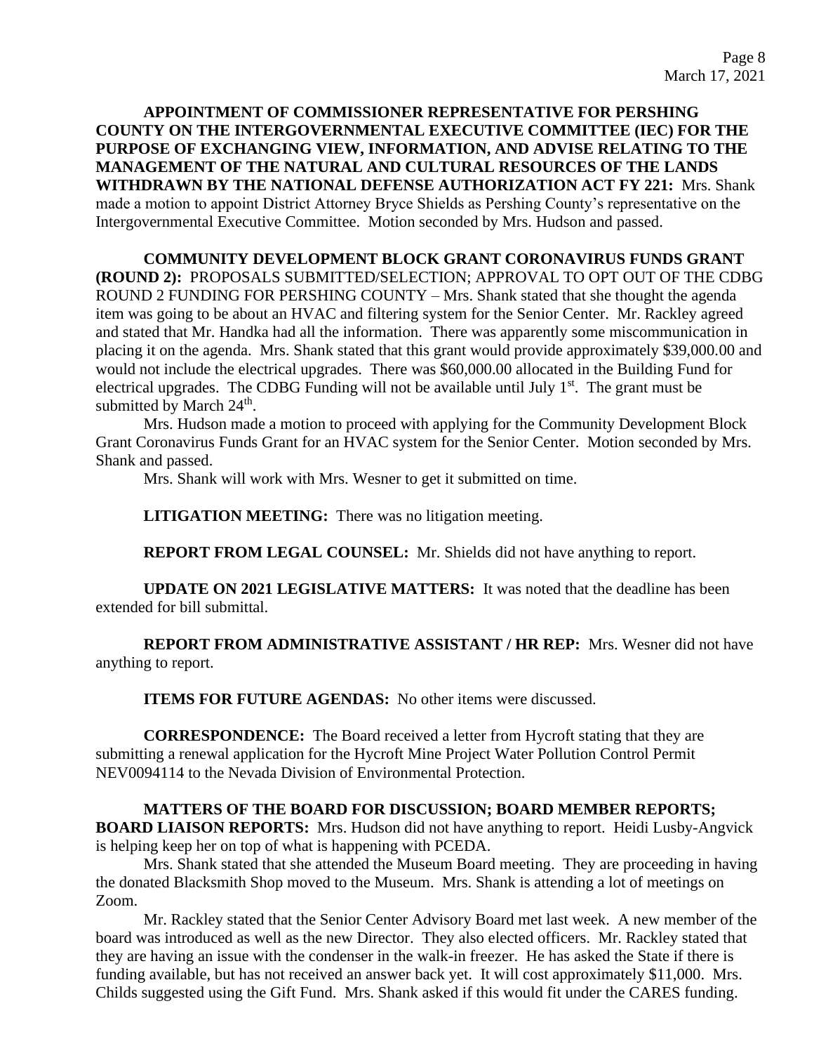**APPOINTMENT OF COMMISSIONER REPRESENTATIVE FOR PERSHING COUNTY ON THE INTERGOVERNMENTAL EXECUTIVE COMMITTEE (IEC) FOR THE PURPOSE OF EXCHANGING VIEW, INFORMATION, AND ADVISE RELATING TO THE MANAGEMENT OF THE NATURAL AND CULTURAL RESOURCES OF THE LANDS WITHDRAWN BY THE NATIONAL DEFENSE AUTHORIZATION ACT FY 221:** Mrs. Shank made a motion to appoint District Attorney Bryce Shields as Pershing County's representative on the Intergovernmental Executive Committee. Motion seconded by Mrs. Hudson and passed.

**COMMUNITY DEVELOPMENT BLOCK GRANT CORONAVIRUS FUNDS GRANT (ROUND 2):** PROPOSALS SUBMITTED/SELECTION; APPROVAL TO OPT OUT OF THE CDBG ROUND 2 FUNDING FOR PERSHING COUNTY – Mrs. Shank stated that she thought the agenda item was going to be about an HVAC and filtering system for the Senior Center. Mr. Rackley agreed and stated that Mr. Handka had all the information. There was apparently some miscommunication in placing it on the agenda. Mrs. Shank stated that this grant would provide approximately $39,000.00 and would not include the electrical upgrades. There was $60,000.00 allocated in the Building Fund for electrical upgrades. The CDBG Funding will not be available until July 1st. The grant must be submitted by March 24th.

Mrs. Hudson made a motion to proceed with applying for the Community Development Block Grant Coronavirus Funds Grant for an HVAC system for the Senior Center. Motion seconded by Mrs. Shank and passed.

Mrs. Shank will work with Mrs. Wesner to get it submitted on time.

**LITIGATION MEETING:** There was no litigation meeting.

**REPORT FROM LEGAL COUNSEL:** Mr. Shields did not have anything to report.

**UPDATE ON 2021 LEGISLATIVE MATTERS:** It was noted that the deadline has been extended for bill submittal.

**REPORT FROM ADMINISTRATIVE ASSISTANT / HR REP:** Mrs. Wesner did not have anything to report.

**ITEMS FOR FUTURE AGENDAS:** No other items were discussed.

**CORRESPONDENCE:** The Board received a letter from Hycroft stating that they are submitting a renewal application for the Hycroft Mine Project Water Pollution Control Permit NEV0094114 to the Nevada Division of Environmental Protection.

**MATTERS OF THE BOARD FOR DISCUSSION; BOARD MEMBER REPORTS; BOARD LIAISON REPORTS:** Mrs. Hudson did not have anything to report. Heidi Lusby-Angvick is helping keep her on top of what is happening with PCEDA.

Mrs. Shank stated that she attended the Museum Board meeting. They are proceeding in having the donated Blacksmith Shop moved to the Museum. Mrs. Shank is attending a lot of meetings on Zoom.

Mr. Rackley stated that the Senior Center Advisory Board met last week. A new member of the board was introduced as well as the new Director. They also elected officers. Mr. Rackley stated that they are having an issue with the condenser in the walk-in freezer. He has asked the State if there is funding available, but has not received an answer back yet. It will cost approximately $11,000. Mrs. Childs suggested using the Gift Fund. Mrs. Shank asked if this would fit under the CARES funding.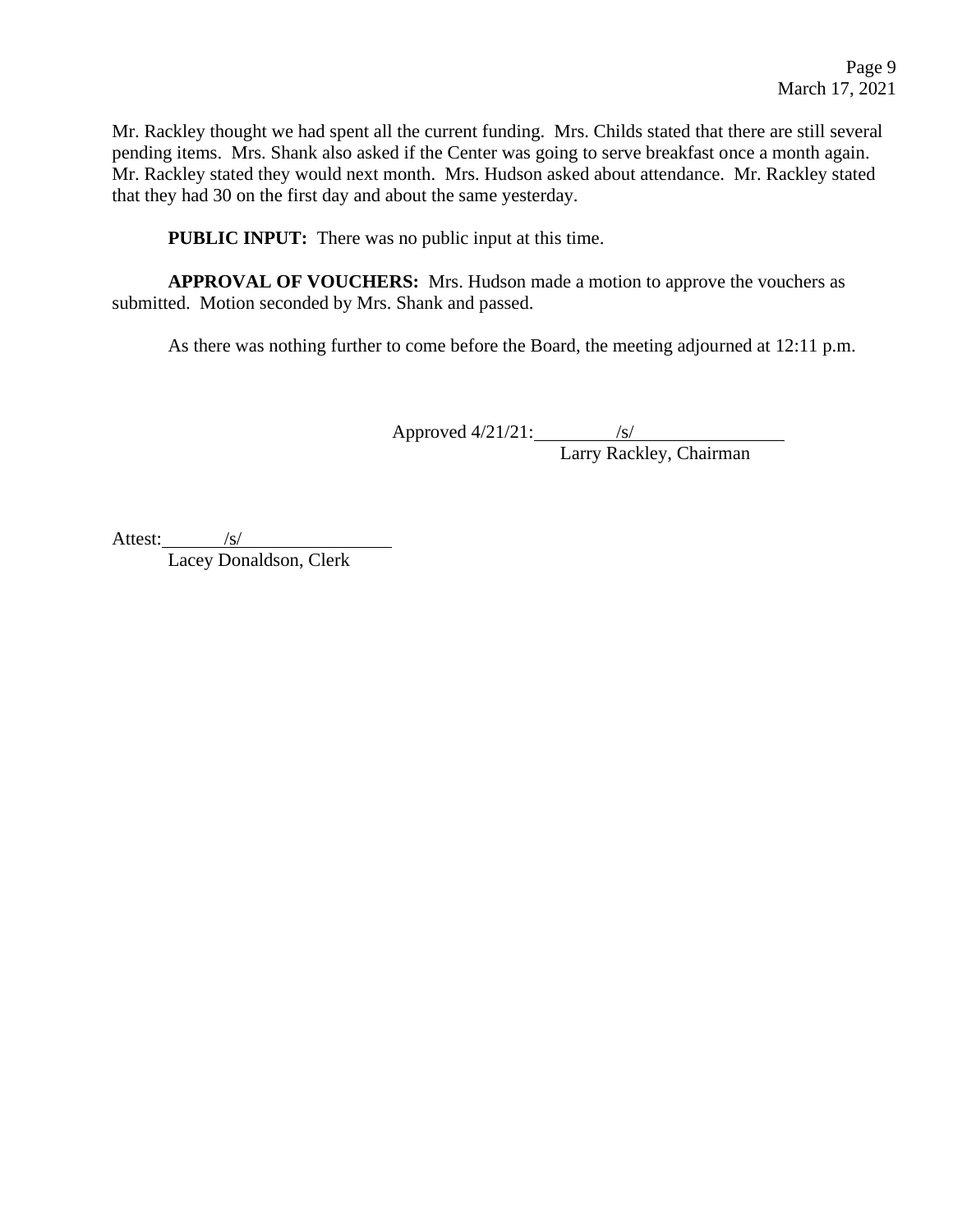Mr. Rackley thought we had spent all the current funding. Mrs. Childs stated that there are still several pending items. Mrs. Shank also asked if the Center was going to serve breakfast once a month again. Mr. Rackley stated they would next month. Mrs. Hudson asked about attendance. Mr. Rackley stated that they had 30 on the first day and about the same yesterday.

**PUBLIC INPUT:** There was no public input at this time.

**APPROVAL OF VOUCHERS:** Mrs. Hudson made a motion to approve the vouchers as submitted. Motion seconded by Mrs. Shank and passed.

As there was nothing further to come before the Board, the meeting adjourned at 12:11 p.m.

Approved 4/21/21: /s/
Larry Rackley, Chairman

Attest: /s/
Lacey Donaldson, Clerk